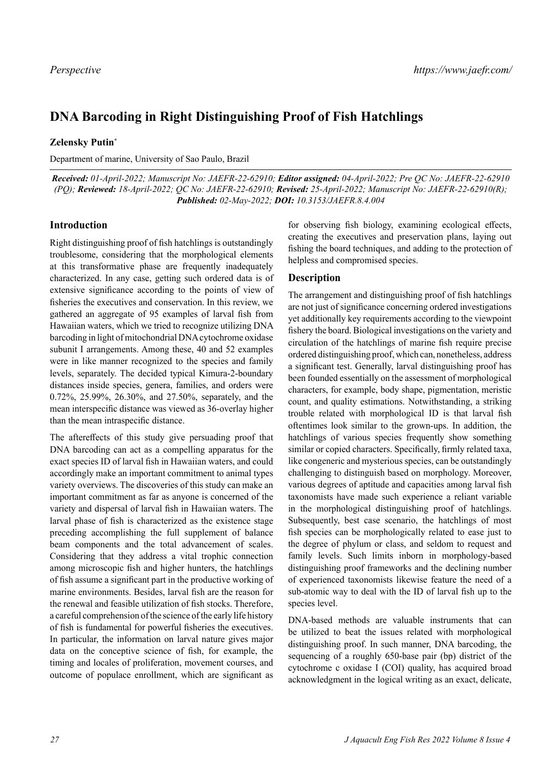*Perspective*

# DNA Barcoding in Right Distinguishing Proof of Fish Hatchlings

**Zelensky Putin***

Department of marine, University of Sao Paulo, Brazil

***Received:** 01-April-2022; Manuscript No: JAEFR-22-62910; **Editor assigned:** 04-April-2022; Pre QC No: JAEFR-22-62910 (PQ); **Reviewed:** 18-April-2022; QC No: JAEFR-22-62910; **Revised:** 25-April-2022; Manuscript No: JAEFR-22-62910(R); **Published:** 02-May-2022; **DOI:** 10.3153/JAEFR.8.4.004*

## Introduction

Right distinguishing proof of fish hatchlings is outstandingly troublesome, considering that the morphological elements at this transformative phase are frequently inadequately characterized. In any case, getting such ordered data is of extensive significance according to the points of view of fisheries the executives and conservation. In this review, we gathered an aggregate of 95 examples of larval fish from Hawaiian waters, which we tried to recognize utilizing DNA barcoding in light of mitochondrial DNA cytochrome oxidase subunit I arrangements. Among these, 40 and 52 examples were in like manner recognized to the species and family levels, separately. The decided typical Kimura-2-boundary distances inside species, genera, families, and orders were 0.72%, 25.99%, 26.30%, and 27.50%, separately, and the mean interspecific distance was viewed as 36-overlay higher than the mean intraspecific distance.

The aftereffects of this study give persuading proof that DNA barcoding can act as a compelling apparatus for the exact species ID of larval fish in Hawaiian waters, and could accordingly make an important commitment to animal types variety overviews. The discoveries of this study can make an important commitment as far as anyone is concerned of the variety and dispersal of larval fish in Hawaiian waters. The larval phase of fish is characterized as the existence stage preceding accomplishing the full supplement of balance beam components and the total advancement of scales. Considering that they address a vital trophic connection among microscopic fish and higher hunters, the hatchlings of fish assume a significant part in the productive working of marine environments. Besides, larval fish are the reason for the renewal and feasible utilization of fish stocks. Therefore, a careful comprehension of the science of the early life history of fish is fundamental for powerful fisheries the executives. In particular, the information on larval nature gives major data on the conceptive science of fish, for example, the timing and locales of proliferation, movement courses, and outcome of populace enrollment, which are significant as for observing fish biology, examining ecological effects, creating the executives and preservation plans, laying out fishing the board techniques, and adding to the protection of helpless and compromised species.

## Description

The arrangement and distinguishing proof of fish hatchlings are not just of significance concerning ordered investigations yet additionally key requirements according to the viewpoint fishery the board. Biological investigations on the variety and circulation of the hatchlings of marine fish require precise ordered distinguishing proof, which can, nonetheless, address a significant test. Generally, larval distinguishing proof has been founded essentially on the assessment of morphological characters, for example, body shape, pigmentation, meristic count, and quality estimations. Notwithstanding, a striking trouble related with morphological ID is that larval fish oftentimes look similar to the grown-ups. In addition, the hatchlings of various species frequently show something similar or copied characters. Specifically, firmly related taxa, like congeneric and mysterious species, can be outstandingly challenging to distinguish based on morphology. Moreover, various degrees of aptitude and capacities among larval fish taxonomists have made such experience a reliant variable in the morphological distinguishing proof of hatchlings. Subsequently, best case scenario, the hatchlings of most fish species can be morphologically related to ease just to the degree of phylum or class, and seldom to request and family levels. Such limits inborn in morphology-based distinguishing proof frameworks and the declining number of experienced taxonomists likewise feature the need of a sub-atomic way to deal with the ID of larval fish up to the species level.

DNA-based methods are valuable instruments that can be utilized to beat the issues related with morphological distinguishing proof. In such manner, DNA barcoding, the sequencing of a roughly 650-base pair (bp) district of the cytochrome c oxidase I (COI) quality, has acquired broad acknowledgment in the logical writing as an exact, delicate,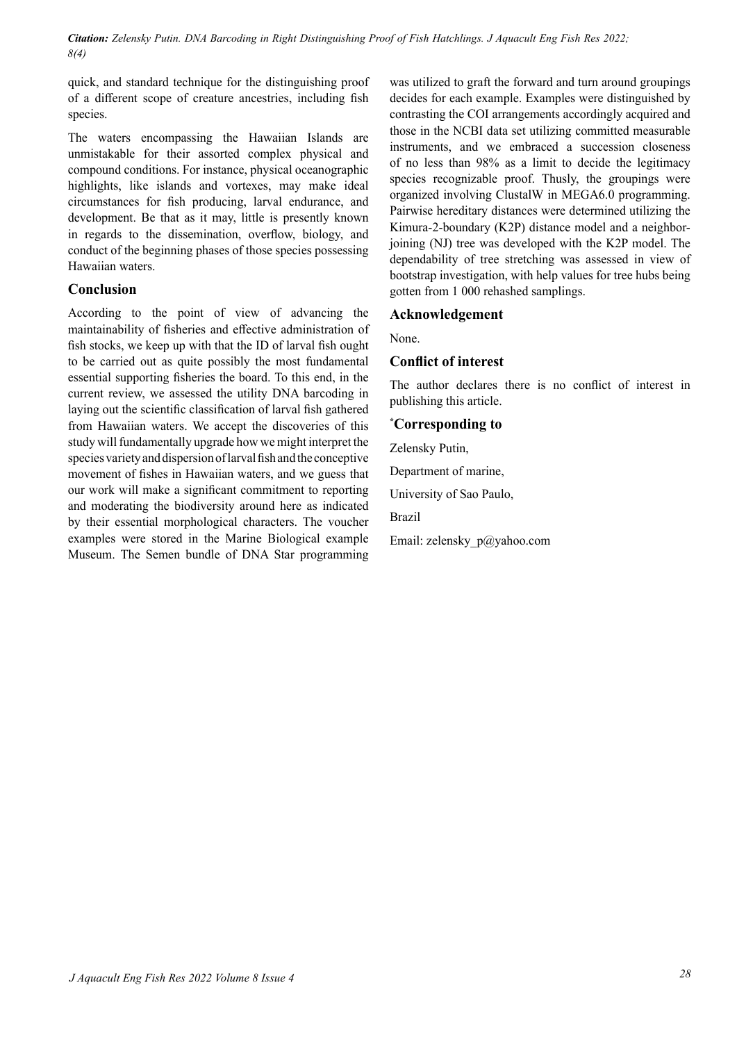quick, and standard technique for the distinguishing proof of a different scope of creature ancestries, including fish species.

The waters encompassing the Hawaiian Islands are unmistakable for their assorted complex physical and compound conditions. For instance, physical oceanographic highlights, like islands and vortexes, may make ideal circumstances for fish producing, larval endurance, and development. Be that as it may, little is presently known in regards to the dissemination, overflow, biology, and conduct of the beginning phases of those species possessing Hawaiian waters.

## Conclusion

According to the point of view of advancing the maintainability of fisheries and effective administration of fish stocks, we keep up with that the ID of larval fish ought to be carried out as quite possibly the most fundamental essential supporting fisheries the board. To this end, in the current review, we assessed the utility DNA barcoding in laying out the scientific classification of larval fish gathered from Hawaiian waters. We accept the discoveries of this study will fundamentally upgrade how we might interpret the species variety and dispersion of larval fish and the conceptive movement of fishes in Hawaiian waters, and we guess that our work will make a significant commitment to reporting and moderating the biodiversity around here as indicated by their essential morphological characters. The voucher examples were stored in the Marine Biological example Museum. The Semen bundle of DNA Star programming was utilized to graft the forward and turn around groupings decides for each example. Examples were distinguished by contrasting the COI arrangements accordingly acquired and those in the NCBI data set utilizing committed measurable instruments, and we embraced a succession closeness of no less than 98% as a limit to decide the legitimacy species recognizable proof. Thusly, the groupings were organized involving ClustalW in MEGA6.0 programming. Pairwise hereditary distances were determined utilizing the Kimura-2-boundary (K2P) distance model and a neighbor-joining (NJ) tree was developed with the K2P model. The dependability of tree stretching was assessed in view of bootstrap investigation, with help values for tree hubs being gotten from 1 000 rehashed samplings.

## Acknowledgement

None.

## Conflict of interest

The author declares there is no conflict of interest in publishing this article.

## *Corresponding to

Zelensky Putin,

Department of marine,

University of Sao Paulo,

Brazil

Email: zelensky_p@yahoo.com